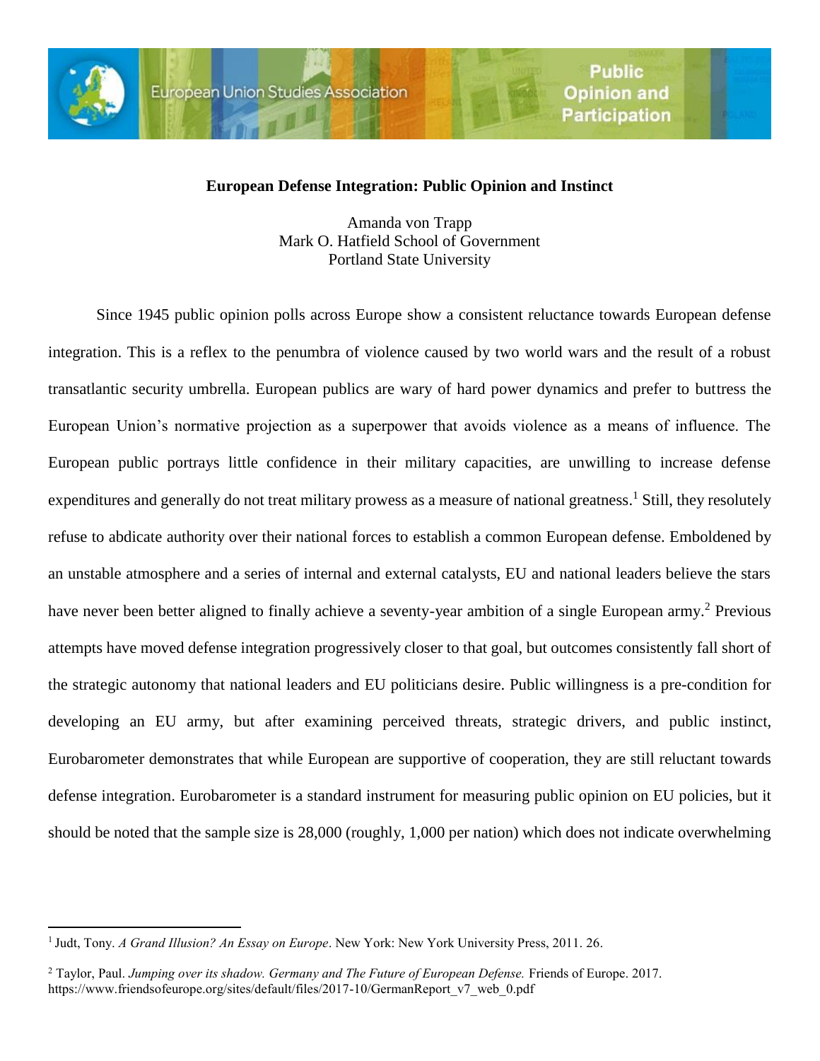**European Defense Integration: Public Opinion and Instinct**

Amanda von Trapp
Mark O. Hatfield School of Government
Portland State University

Since 1945 public opinion polls across Europe show a consistent reluctance towards European defense integration. This is a reflex to the penumbra of violence caused by two world wars and the result of a robust transatlantic security umbrella. European publics are wary of hard power dynamics and prefer to buttress the European Union's normative projection as a superpower that avoids violence as a means of influence. The European public portrays little confidence in their military capacities, are unwilling to increase defense expenditures and generally do not treat military prowess as a measure of national greatness.[1] Still, they resolutely refuse to abdicate authority over their national forces to establish a common European defense. Emboldened by an unstable atmosphere and a series of internal and external catalysts, EU and national leaders believe the stars have never been better aligned to finally achieve a seventy-year ambition of a single European army.[2] Previous attempts have moved defense integration progressively closer to that goal, but outcomes consistently fall short of the strategic autonomy that national leaders and EU politicians desire. Public willingness is a pre-condition for developing an EU army, but after examining perceived threats, strategic drivers, and public instinct, Eurobarometer demonstrates that while European are supportive of cooperation, they are still reluctant towards defense integration. Eurobarometer is a standard instrument for measuring public opinion on EU policies, but it should be noted that the sample size is 28,000 (roughly, 1,000 per nation) which does not indicate overwhelming

---

[1] Judt, Tony. *A Grand Illusion? An Essay on Europe*. New York: New York University Press, 2011. 26.

[2] Taylor, Paul. *Jumping over its shadow. Germany and The Future of European Defense.* Friends of Europe. 2017. https://www.friendsofeurope.org/sites/default/files/2017-10/GermanReport_v7_web_0.pdf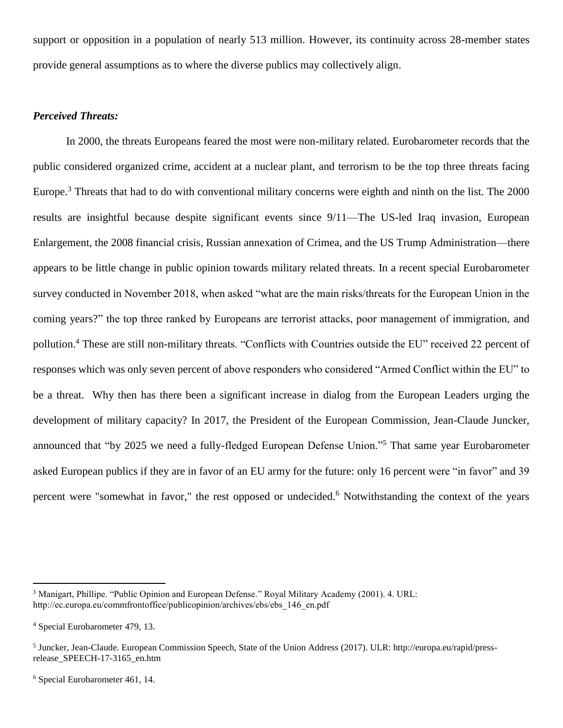support or opposition in a population of nearly 513 million. However, its continuity across 28-member states provide general assumptions as to where the diverse publics may collectively align.

***Perceived Threats:***

In 2000, the threats Europeans feared the most were non-military related. Eurobarometer records that the public considered organized crime, accident at a nuclear plant, and terrorism to be the top three threats facing Europe.[3] Threats that had to do with conventional military concerns were eighth and ninth on the list. The 2000 results are insightful because despite significant events since 9/11—The US-led Iraq invasion, European Enlargement, the 2008 financial crisis, Russian annexation of Crimea, and the US Trump Administration—there appears to be little change in public opinion towards military related threats. In a recent special Eurobarometer survey conducted in November 2018, when asked "what are the main risks/threats for the European Union in the coming years?" the top three ranked by Europeans are terrorist attacks, poor management of immigration, and pollution.[4] These are still non-military threats. "Conflicts with Countries outside the EU" received 22 percent of responses which was only seven percent of above responders who considered "Armed Conflict within the EU" to be a threat. Why then has there been a significant increase in dialog from the European Leaders urging the development of military capacity? In 2017, the President of the European Commission, Jean-Claude Juncker, announced that "by 2025 we need a fully-fledged European Defense Union."[5] That same year Eurobarometer asked European publics if they are in favor of an EU army for the future: only 16 percent were "in favor" and 39 percent were "somewhat in favor," the rest opposed or undecided.[6] Notwithstanding the context of the years

---

[3] Manigart, Phillipe. "Public Opinion and European Defense." Royal Military Academy (2001). 4. URL: http://ec.europa.eu/commfrontoffice/publicopinion/archives/ebs/ebs_146_en.pdf

[4] Special Eurobarometer 479, 13.

[5] Juncker, Jean-Claude. European Commission Speech, State of the Union Address (2017). ULR: http://europa.eu/rapid/press-release_SPEECH-17-3165_en.htm

[6] Special Eurobarometer 461, 14.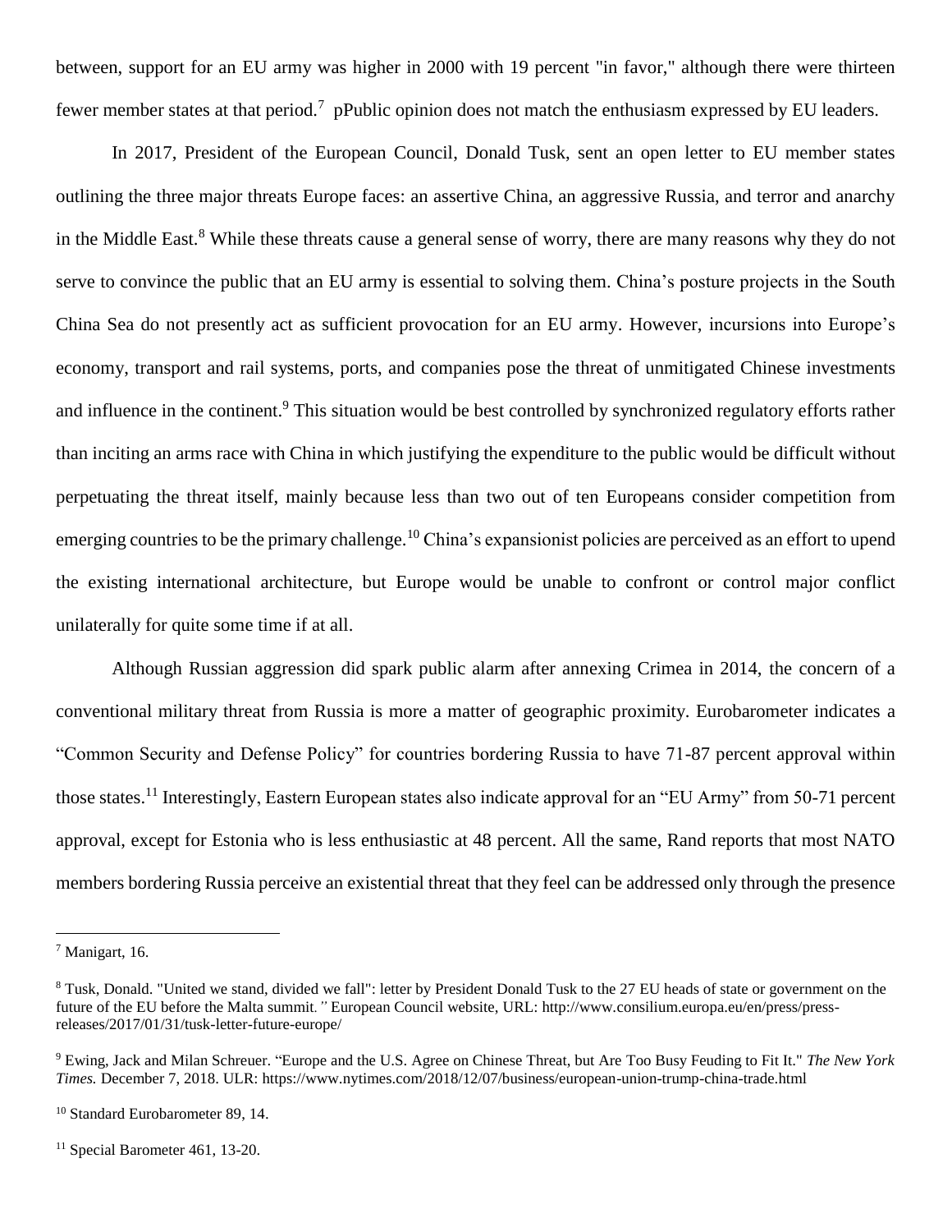between, support for an EU army was higher in 2000 with 19 percent "in favor," although there were thirteen fewer member states at that period.[7] pPublic opinion does not match the enthusiasm expressed by EU leaders.

In 2017, President of the European Council, Donald Tusk, sent an open letter to EU member states outlining the three major threats Europe faces: an assertive China, an aggressive Russia, and terror and anarchy in the Middle East.[8] While these threats cause a general sense of worry, there are many reasons why they do not serve to convince the public that an EU army is essential to solving them. China's posture projects in the South China Sea do not presently act as sufficient provocation for an EU army. However, incursions into Europe's economy, transport and rail systems, ports, and companies pose the threat of unmitigated Chinese investments and influence in the continent.[9] This situation would be best controlled by synchronized regulatory efforts rather than inciting an arms race with China in which justifying the expenditure to the public would be difficult without perpetuating the threat itself, mainly because less than two out of ten Europeans consider competition from emerging countries to be the primary challenge.[10] China's expansionist policies are perceived as an effort to upend the existing international architecture, but Europe would be unable to confront or control major conflict unilaterally for quite some time if at all.

Although Russian aggression did spark public alarm after annexing Crimea in 2014, the concern of a conventional military threat from Russia is more a matter of geographic proximity. Eurobarometer indicates a "Common Security and Defense Policy" for countries bordering Russia to have 71-87 percent approval within those states.[11] Interestingly, Eastern European states also indicate approval for an "EU Army" from 50-71 percent approval, except for Estonia who is less enthusiastic at 48 percent. All the same, Rand reports that most NATO members bordering Russia perceive an existential threat that they feel can be addressed only through the presence

---

[7] Manigart, 16.

[8] Tusk, Donald. "United we stand, divided we fall": letter by President Donald Tusk to the 27 EU heads of state or government on the future of the EU before the Malta summit." European Council website, URL: http://www.consilium.europa.eu/en/press/press-releases/2017/01/31/tusk-letter-future-europe/

[9] Ewing, Jack and Milan Schreuer. "Europe and the U.S. Agree on Chinese Threat, but Are Too Busy Feuding to Fit It." *The New York Times.* December 7, 2018. ULR: https://www.nytimes.com/2018/12/07/business/european-union-trump-china-trade.html

[10] Standard Eurobarometer 89, 14.

[11] Special Barometer 461, 13-20.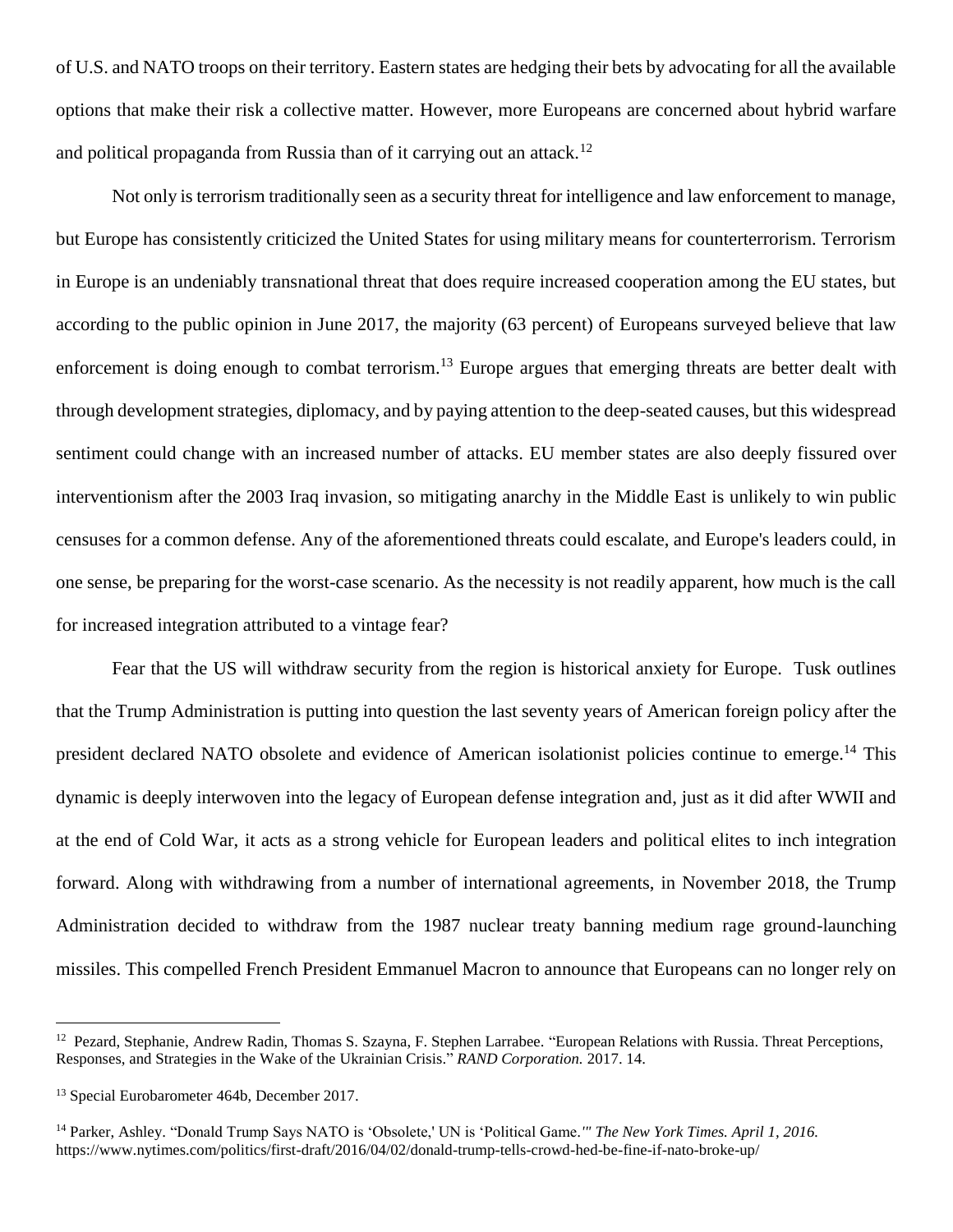of U.S. and NATO troops on their territory. Eastern states are hedging their bets by advocating for all the available options that make their risk a collective matter. However, more Europeans are concerned about hybrid warfare and political propaganda from Russia than of it carrying out an attack.[12]

Not only is terrorism traditionally seen as a security threat for intelligence and law enforcement to manage, but Europe has consistently criticized the United States for using military means for counterterrorism. Terrorism in Europe is an undeniably transnational threat that does require increased cooperation among the EU states, but according to the public opinion in June 2017, the majority (63 percent) of Europeans surveyed believe that law enforcement is doing enough to combat terrorism.[13] Europe argues that emerging threats are better dealt with through development strategies, diplomacy, and by paying attention to the deep-seated causes, but this widespread sentiment could change with an increased number of attacks. EU member states are also deeply fissured over interventionism after the 2003 Iraq invasion, so mitigating anarchy in the Middle East is unlikely to win public censuses for a common defense. Any of the aforementioned threats could escalate, and Europe's leaders could, in one sense, be preparing for the worst-case scenario. As the necessity is not readily apparent, how much is the call for increased integration attributed to a vintage fear?

Fear that the US will withdraw security from the region is historical anxiety for Europe. Tusk outlines that the Trump Administration is putting into question the last seventy years of American foreign policy after the president declared NATO obsolete and evidence of American isolationist policies continue to emerge.[14] This dynamic is deeply interwoven into the legacy of European defense integration and, just as it did after WWII and at the end of Cold War, it acts as a strong vehicle for European leaders and political elites to inch integration forward. Along with withdrawing from a number of international agreements, in November 2018, the Trump Administration decided to withdraw from the 1987 nuclear treaty banning medium rage ground-launching missiles. This compelled French President Emmanuel Macron to announce that Europeans can no longer rely on

---

[12] Pezard, Stephanie, Andrew Radin, Thomas S. Szayna, F. Stephen Larrabee. "European Relations with Russia. Threat Perceptions, Responses, and Strategies in the Wake of the Ukrainian Crisis." *RAND Corporation.* 2017. 14.

[13] Special Eurobarometer 464b, December 2017.

[14] Parker, Ashley. "Donald Trump Says NATO is 'Obsolete,' UN is 'Political Game.'" *The New York Times. April 1, 2016.* https://www.nytimes.com/politics/first-draft/2016/04/02/donald-trump-tells-crowd-hed-be-fine-if-nato-broke-up/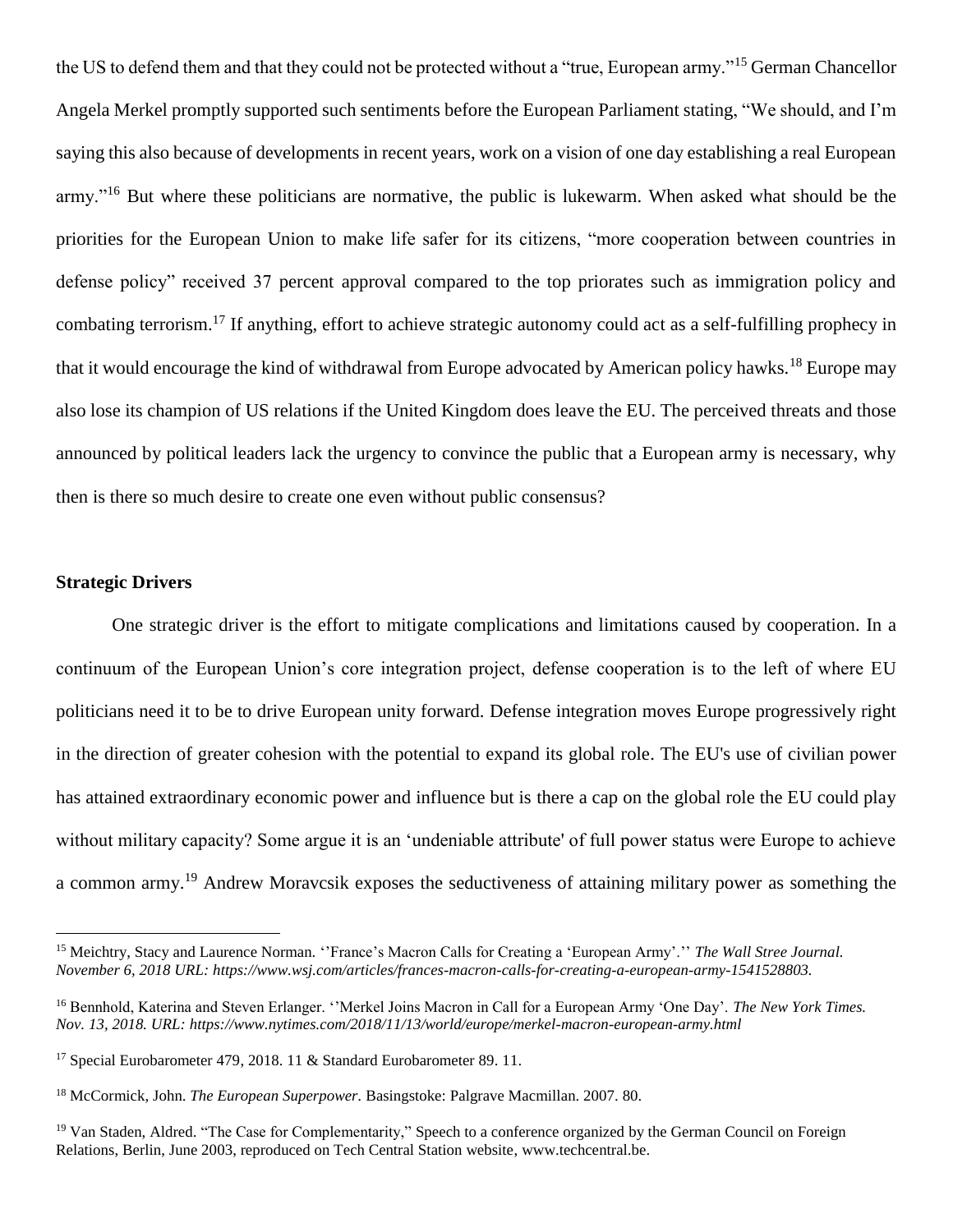the US to defend them and that they could not be protected without a "true, European army."[15] German Chancellor Angela Merkel promptly supported such sentiments before the European Parliament stating, "We should, and I'm saying this also because of developments in recent years, work on a vision of one day establishing a real European army."[16] But where these politicians are normative, the public is lukewarm. When asked what should be the priorities for the European Union to make life safer for its citizens, "more cooperation between countries in defense policy" received 37 percent approval compared to the top priorates such as immigration policy and combating terrorism.[17] If anything, effort to achieve strategic autonomy could act as a self-fulfilling prophecy in that it would encourage the kind of withdrawal from Europe advocated by American policy hawks.[18] Europe may also lose its champion of US relations if the United Kingdom does leave the EU. The perceived threats and those announced by political leaders lack the urgency to convince the public that a European army is necessary, why then is there so much desire to create one even without public consensus?

## Strategic Drivers

One strategic driver is the effort to mitigate complications and limitations caused by cooperation. In a continuum of the European Union's core integration project, defense cooperation is to the left of where EU politicians need it to be to drive European unity forward. Defense integration moves Europe progressively right in the direction of greater cohesion with the potential to expand its global role. The EU's use of civilian power has attained extraordinary economic power and influence but is there a cap on the global role the EU could play without military capacity? Some argue it is an 'undeniable attribute' of full power status were Europe to achieve a common army.[19] Andrew Moravcsik exposes the seductiveness of attaining military power as something the

---

[15] Meichtry, Stacy and Laurence Norman. ''France's Macron Calls for Creating a 'European Army'.'' *The Wall Stree Journal. November 6, 2018 URL: https://www.wsj.com/articles/frances-macron-calls-for-creating-a-european-army-1541528803.*

[16] Bennhold, Katerina and Steven Erlanger. ''Merkel Joins Macron in Call for a European Army 'One Day'. *The New York Times. Nov. 13, 2018. URL: https://www.nytimes.com/2018/11/13/world/europe/merkel-macron-european-army.html*

[17] Special Eurobarometer 479, 2018. 11 & Standard Eurobarometer 89. 11.

[18] McCormick, John. *The European Superpower.* Basingstoke: Palgrave Macmillan. 2007. 80.

[19] Van Staden, Aldred. "The Case for Complementarity," Speech to a conference organized by the German Council on Foreign Relations, Berlin, June 2003, reproduced on Tech Central Station website, www.techcentral.be.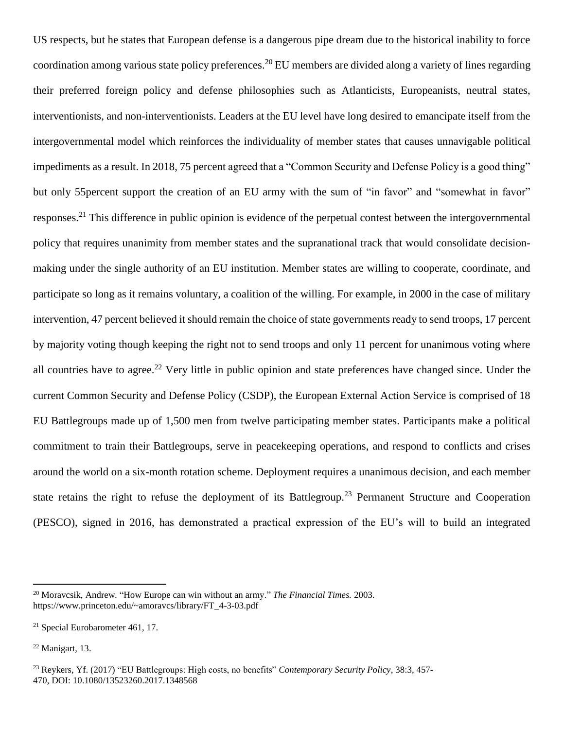US respects, but he states that European defense is a dangerous pipe dream due to the historical inability to force coordination among various state policy preferences.[20] EU members are divided along a variety of lines regarding their preferred foreign policy and defense philosophies such as Atlanticists, Europeanists, neutral states, interventionists, and non-interventionists. Leaders at the EU level have long desired to emancipate itself from the intergovernmental model which reinforces the individuality of member states that causes unnavigable political impediments as a result. In 2018, 75 percent agreed that a "Common Security and Defense Policy is a good thing" but only 55percent support the creation of an EU army with the sum of "in favor" and "somewhat in favor" responses.[21] This difference in public opinion is evidence of the perpetual contest between the intergovernmental policy that requires unanimity from member states and the supranational track that would consolidate decision-making under the single authority of an EU institution. Member states are willing to cooperate, coordinate, and participate so long as it remains voluntary, a coalition of the willing. For example, in 2000 in the case of military intervention, 47 percent believed it should remain the choice of state governments ready to send troops, 17 percent by majority voting though keeping the right not to send troops and only 11 percent for unanimous voting where all countries have to agree.[22] Very little in public opinion and state preferences have changed since. Under the current Common Security and Defense Policy (CSDP), the European External Action Service is comprised of 18 EU Battlegroups made up of 1,500 men from twelve participating member states. Participants make a political commitment to train their Battlegroups, serve in peacekeeping operations, and respond to conflicts and crises around the world on a six-month rotation scheme. Deployment requires a unanimous decision, and each member state retains the right to refuse the deployment of its Battlegroup.[23] Permanent Structure and Cooperation (PESCO), signed in 2016, has demonstrated a practical expression of the EU's will to build an integrated

---

[20] Moravcsik, Andrew. "How Europe can win without an army." *The Financial Times.* 2003. https://www.princeton.edu/~amoravcs/library/FT_4-3-03.pdf

[21] Special Eurobarometer 461, 17.

[22] Manigart, 13.

[23] Reykers, Yf. (2017) "EU Battlegroups: High costs, no benefits" *Contemporary Security Policy*, 38:3, 457-470, DOI: 10.1080/13523260.2017.1348568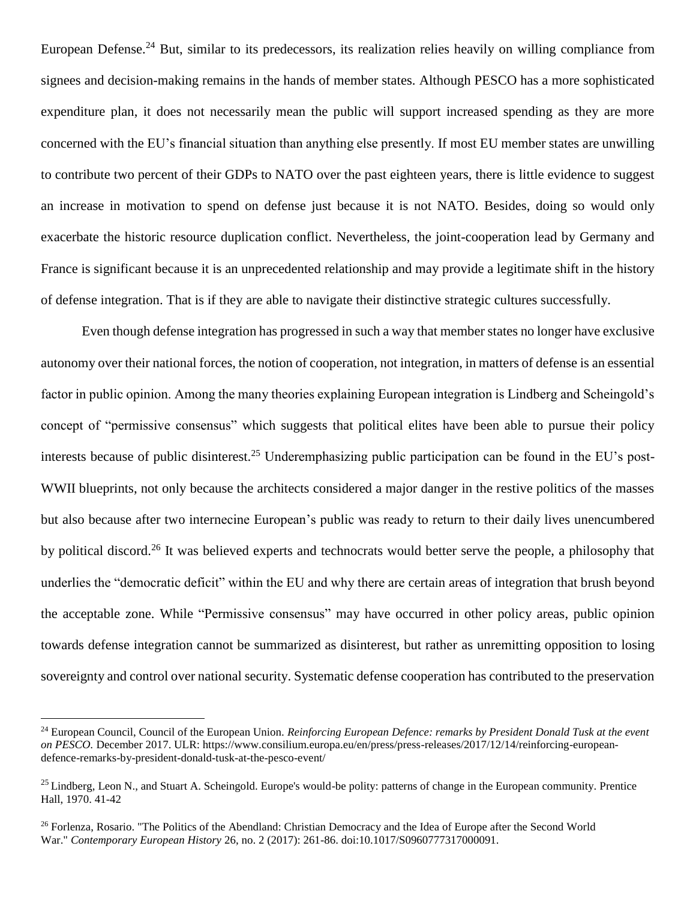European Defense.[24] But, similar to its predecessors, its realization relies heavily on willing compliance from signees and decision-making remains in the hands of member states. Although PESCO has a more sophisticated expenditure plan, it does not necessarily mean the public will support increased spending as they are more concerned with the EU's financial situation than anything else presently. If most EU member states are unwilling to contribute two percent of their GDPs to NATO over the past eighteen years, there is little evidence to suggest an increase in motivation to spend on defense just because it is not NATO. Besides, doing so would only exacerbate the historic resource duplication conflict. Nevertheless, the joint-cooperation lead by Germany and France is significant because it is an unprecedented relationship and may provide a legitimate shift in the history of defense integration. That is if they are able to navigate their distinctive strategic cultures successfully.

Even though defense integration has progressed in such a way that member states no longer have exclusive autonomy over their national forces, the notion of cooperation, not integration, in matters of defense is an essential factor in public opinion. Among the many theories explaining European integration is Lindberg and Scheingold's concept of "permissive consensus" which suggests that political elites have been able to pursue their policy interests because of public disinterest.[25] Underemphasizing public participation can be found in the EU's post-WWII blueprints, not only because the architects considered a major danger in the restive politics of the masses but also because after two internecine European's public was ready to return to their daily lives unencumbered by political discord.[26] It was believed experts and technocrats would better serve the people, a philosophy that underlies the "democratic deficit" within the EU and why there are certain areas of integration that brush beyond the acceptable zone. While "Permissive consensus" may have occurred in other policy areas, public opinion towards defense integration cannot be summarized as disinterest, but rather as unremitting opposition to losing sovereignty and control over national security. Systematic defense cooperation has contributed to the preservation

---

[24] European Council, Council of the European Union. *Reinforcing European Defence: remarks by President Donald Tusk at the event on PESCO.* December 2017. ULR: https://www.consilium.europa.eu/en/press/press-releases/2017/12/14/reinforcing-european-defence-remarks-by-president-donald-tusk-at-the-pesco-event/

[25] Lindberg, Leon N., and Stuart A. Scheingold. Europe's would-be polity: patterns of change in the European community. Prentice Hall, 1970. 41-42

[26] Forlenza, Rosario. "The Politics of the Abendland: Christian Democracy and the Idea of Europe after the Second World War." *Contemporary European History* 26, no. 2 (2017): 261-86. doi:10.1017/S0960777317000091.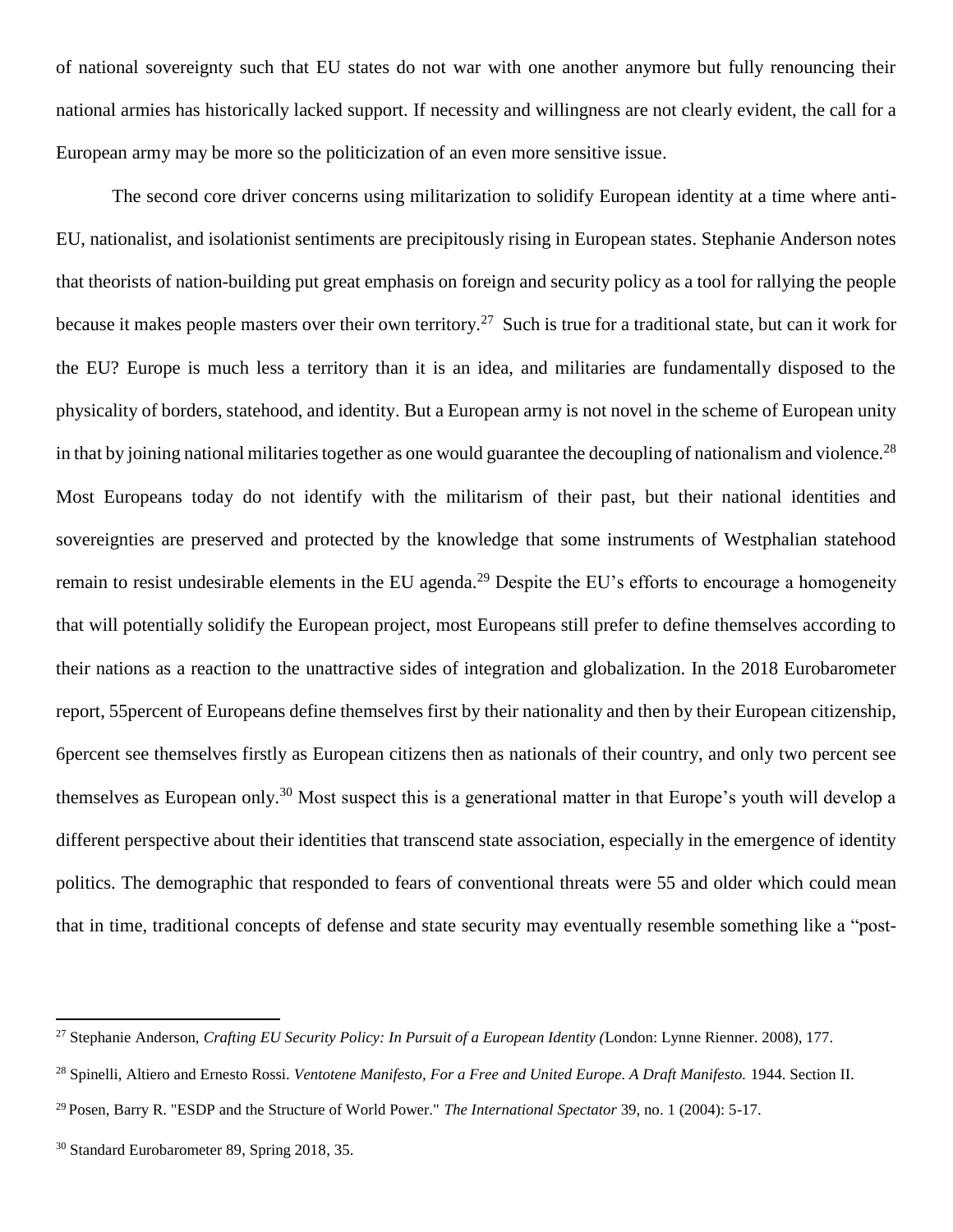of national sovereignty such that EU states do not war with one another anymore but fully renouncing their national armies has historically lacked support. If necessity and willingness are not clearly evident, the call for a European army may be more so the politicization of an even more sensitive issue.

The second core driver concerns using militarization to solidify European identity at a time where anti-EU, nationalist, and isolationist sentiments are precipitously rising in European states. Stephanie Anderson notes that theorists of nation-building put great emphasis on foreign and security policy as a tool for rallying the people because it makes people masters over their own territory.[27] Such is true for a traditional state, but can it work for the EU? Europe is much less a territory than it is an idea, and militaries are fundamentally disposed to the physicality of borders, statehood, and identity. But a European army is not novel in the scheme of European unity in that by joining national militaries together as one would guarantee the decoupling of nationalism and violence.[28] Most Europeans today do not identify with the militarism of their past, but their national identities and sovereignties are preserved and protected by the knowledge that some instruments of Westphalian statehood remain to resist undesirable elements in the EU agenda.[29] Despite the EU's efforts to encourage a homogeneity that will potentially solidify the European project, most Europeans still prefer to define themselves according to their nations as a reaction to the unattractive sides of integration and globalization. In the 2018 Eurobarometer report, 55percent of Europeans define themselves first by their nationality and then by their European citizenship, 6percent see themselves firstly as European citizens then as nationals of their country, and only two percent see themselves as European only.[30] Most suspect this is a generational matter in that Europe's youth will develop a different perspective about their identities that transcend state association, especially in the emergence of identity politics. The demographic that responded to fears of conventional threats were 55 and older which could mean that in time, traditional concepts of defense and state security may eventually resemble something like a "post-

---

[27] Stephanie Anderson, *Crafting EU Security Policy: In Pursuit of a European Identity (*London: Lynne Rienner. 2008), 177.

[28] Spinelli, Altiero and Ernesto Rossi. *Ventotene Manifesto, For a Free and United Europe. A Draft Manifesto.* 1944. Section II.

[29] Posen, Barry R. "ESDP and the Structure of World Power." *The International Spectator* 39, no. 1 (2004): 5-17.

[30] Standard Eurobarometer 89, Spring 2018, 35.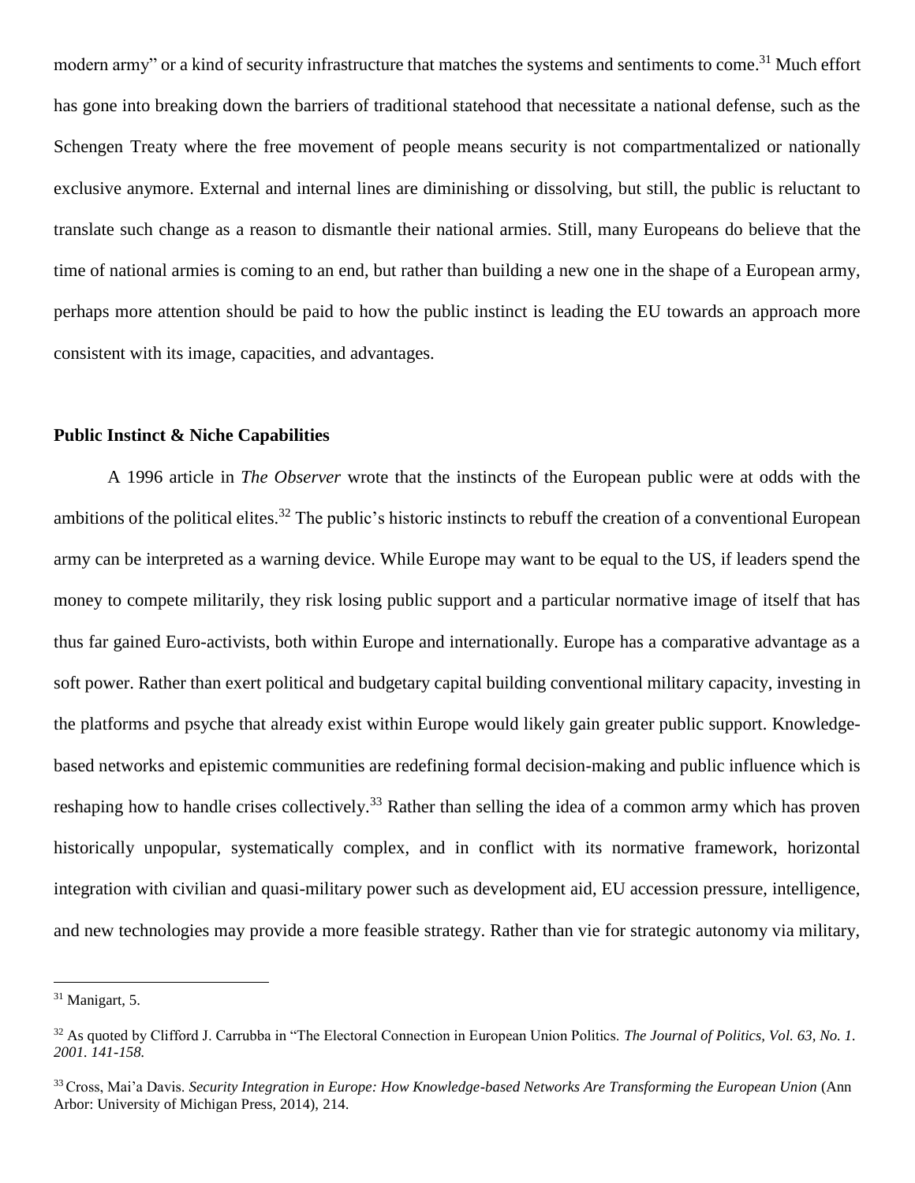modern army" or a kind of security infrastructure that matches the systems and sentiments to come.[31] Much effort has gone into breaking down the barriers of traditional statehood that necessitate a national defense, such as the Schengen Treaty where the free movement of people means security is not compartmentalized or nationally exclusive anymore. External and internal lines are diminishing or dissolving, but still, the public is reluctant to translate such change as a reason to dismantle their national armies. Still, many Europeans do believe that the time of national armies is coming to an end, but rather than building a new one in the shape of a European army, perhaps more attention should be paid to how the public instinct is leading the EU towards an approach more consistent with its image, capacities, and advantages.

**Public Instinct & Niche Capabilities**

A 1996 article in *The Observer* wrote that the instincts of the European public were at odds with the ambitions of the political elites.[32] The public's historic instincts to rebuff the creation of a conventional European army can be interpreted as a warning device. While Europe may want to be equal to the US, if leaders spend the money to compete militarily, they risk losing public support and a particular normative image of itself that has thus far gained Euro-activists, both within Europe and internationally. Europe has a comparative advantage as a soft power. Rather than exert political and budgetary capital building conventional military capacity, investing in the platforms and psyche that already exist within Europe would likely gain greater public support. Knowledge-based networks and epistemic communities are redefining formal decision-making and public influence which is reshaping how to handle crises collectively.[33] Rather than selling the idea of a common army which has proven historically unpopular, systematically complex, and in conflict with its normative framework, horizontal integration with civilian and quasi-military power such as development aid, EU accession pressure, intelligence, and new technologies may provide a more feasible strategy. Rather than vie for strategic autonomy via military,

---

[31] Manigart, 5.

[32] As quoted by Clifford J. Carrubba in "The Electoral Connection in European Union Politics. *The Journal of Politics, Vol. 63, No. 1. 2001. 141-158.*

[33] Cross, Mai'a Davis. *Security Integration in Europe: How Knowledge-based Networks Are Transforming the European Union* (Ann Arbor: University of Michigan Press, 2014), 214.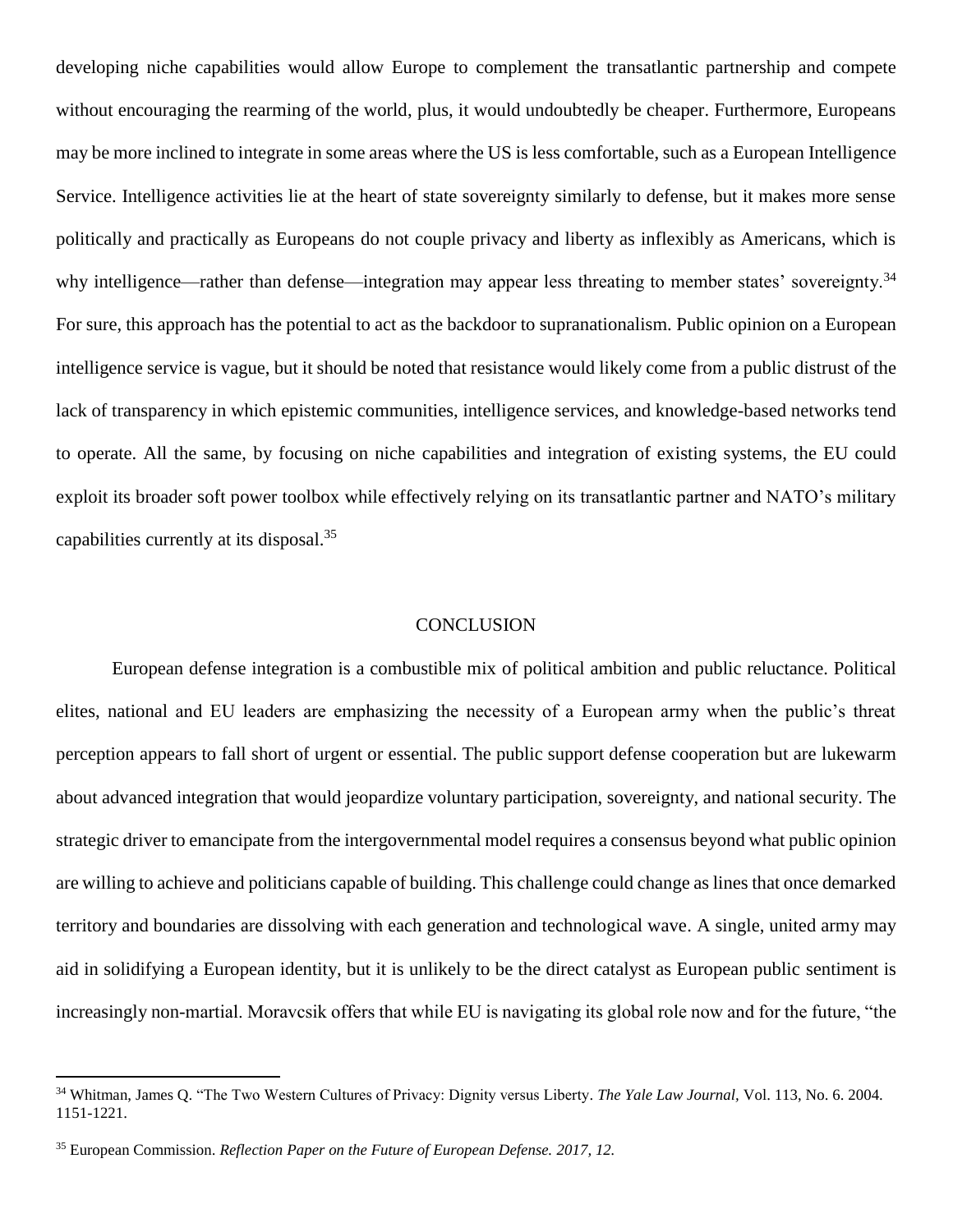developing niche capabilities would allow Europe to complement the transatlantic partnership and compete without encouraging the rearming of the world, plus, it would undoubtedly be cheaper. Furthermore, Europeans may be more inclined to integrate in some areas where the US is less comfortable, such as a European Intelligence Service. Intelligence activities lie at the heart of state sovereignty similarly to defense, but it makes more sense politically and practically as Europeans do not couple privacy and liberty as inflexibly as Americans, which is why intelligence—rather than defense—integration may appear less threating to member states' sovereignty.[34] For sure, this approach has the potential to act as the backdoor to supranationalism. Public opinion on a European intelligence service is vague, but it should be noted that resistance would likely come from a public distrust of the lack of transparency in which epistemic communities, intelligence services, and knowledge-based networks tend to operate. All the same, by focusing on niche capabilities and integration of existing systems, the EU could exploit its broader soft power toolbox while effectively relying on its transatlantic partner and NATO's military capabilities currently at its disposal.[35]

## CONCLUSION

European defense integration is a combustible mix of political ambition and public reluctance. Political elites, national and EU leaders are emphasizing the necessity of a European army when the public's threat perception appears to fall short of urgent or essential. The public support defense cooperation but are lukewarm about advanced integration that would jeopardize voluntary participation, sovereignty, and national security. The strategic driver to emancipate from the intergovernmental model requires a consensus beyond what public opinion are willing to achieve and politicians capable of building. This challenge could change as lines that once demarked territory and boundaries are dissolving with each generation and technological wave. A single, united army may aid in solidifying a European identity, but it is unlikely to be the direct catalyst as European public sentiment is increasingly non-martial. Moravcsik offers that while EU is navigating its global role now and for the future, "the

---

[34] Whitman, James Q. "The Two Western Cultures of Privacy: Dignity versus Liberty. *The Yale Law Journal,* Vol. 113, No. 6. 2004. 1151-1221.

[35] European Commission. *Reflection Paper on the Future of European Defense. 2017, 12.*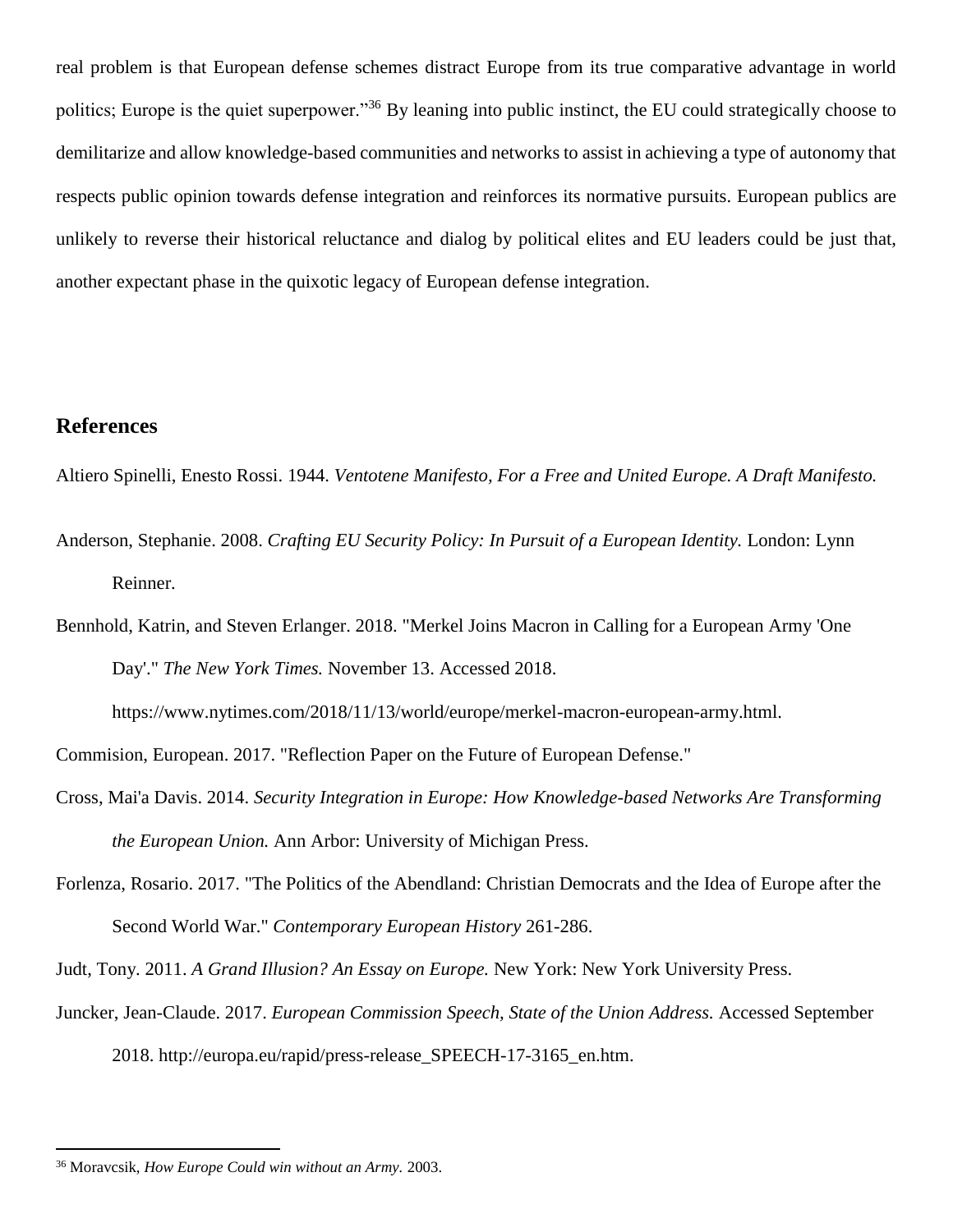real problem is that European defense schemes distract Europe from its true comparative advantage in world politics; Europe is the quiet superpower."[36] By leaning into public instinct, the EU could strategically choose to demilitarize and allow knowledge-based communities and networks to assist in achieving a type of autonomy that respects public opinion towards defense integration and reinforces its normative pursuits. European publics are unlikely to reverse their historical reluctance and dialog by political elites and EU leaders could be just that, another expectant phase in the quixotic legacy of European defense integration.

## References

Altiero Spinelli, Enesto Rossi. 1944. *Ventotene Manifesto, For a Free and United Europe. A Draft Manifesto.*

Anderson, Stephanie. 2008. *Crafting EU Security Policy: In Pursuit of a European Identity.* London: Lynn Reinner.

Bennhold, Katrin, and Steven Erlanger. 2018. "Merkel Joins Macron in Calling for a European Army 'One Day'." *The New York Times.* November 13. Accessed 2018. https://www.nytimes.com/2018/11/13/world/europe/merkel-macron-european-army.html.

Commision, European. 2017. "Reflection Paper on the Future of European Defense."

Cross, Mai'a Davis. 2014. *Security Integration in Europe: How Knowledge-based Networks Are Transforming the European Union.* Ann Arbor: University of Michigan Press.

Forlenza, Rosario. 2017. "The Politics of the Abendland: Christian Democrats and the Idea of Europe after the Second World War." *Contemporary European History* 261-286.

Judt, Tony. 2011. *A Grand Illusion? An Essay on Europe.* New York: New York University Press.

Juncker, Jean-Claude. 2017. *European Commission Speech, State of the Union Address.* Accessed September 2018. http://europa.eu/rapid/press-release_SPEECH-17-3165_en.htm.

---

[36] Moravcsik, *How Europe Could win without an Army.* 2003.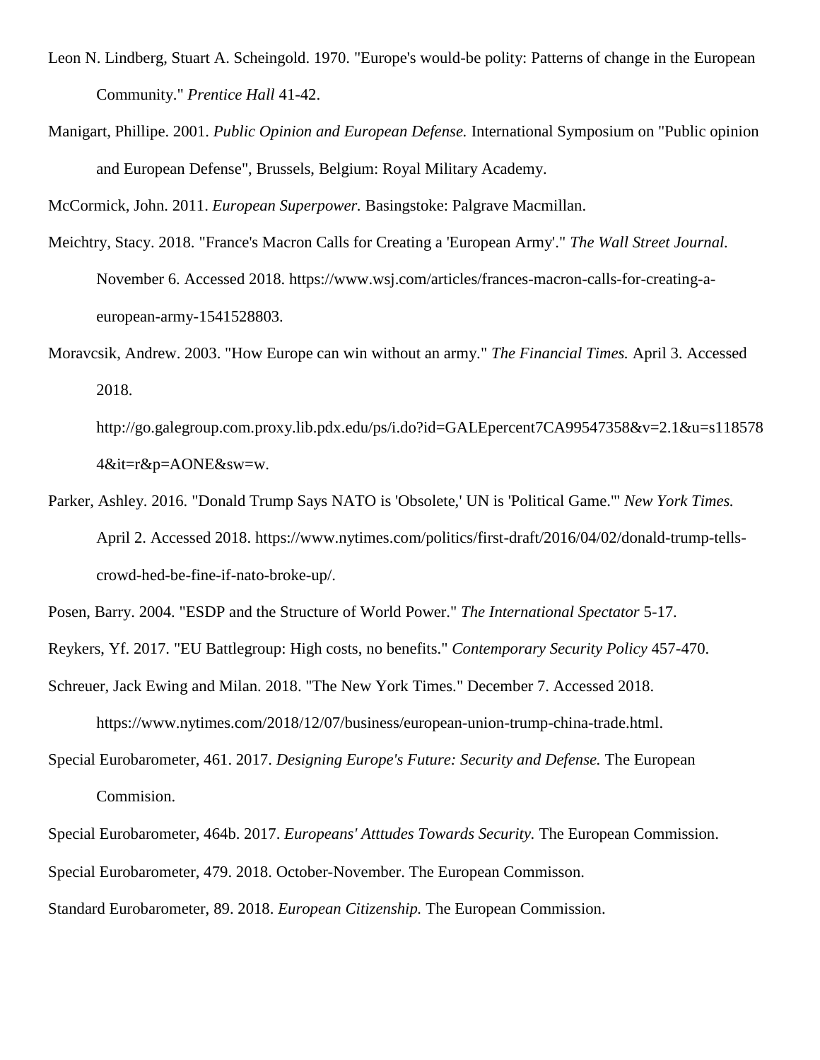Leon N. Lindberg, Stuart A. Scheingold. 1970. "Europe's would-be polity: Patterns of change in the European Community." *Prentice Hall* 41-42.

Manigart, Phillipe. 2001. *Public Opinion and European Defense.* International Symposium on "Public opinion and European Defense", Brussels, Belgium: Royal Military Academy.

McCormick, John. 2011. *European Superpower.* Basingstoke: Palgrave Macmillan.

Meichtry, Stacy. 2018. "France's Macron Calls for Creating a 'European Army'." *The Wall Street Journal.* November 6. Accessed 2018. https://www.wsj.com/articles/frances-macron-calls-for-creating-a-european-army-1541528803.

Moravcsik, Andrew. 2003. "How Europe can win without an army." *The Financial Times.* April 3. Accessed 2018. http://go.galegroup.com.proxy.lib.pdx.edu/ps/i.do?id=GALEpercent7CA99547358&v=2.1&u=s1185784&it=r&p=AONE&sw=w.

Parker, Ashley. 2016. "Donald Trump Says NATO is 'Obsolete,' UN is 'Political Game.'" *New York Times.* April 2. Accessed 2018. https://www.nytimes.com/politics/first-draft/2016/04/02/donald-trump-tells-crowd-hed-be-fine-if-nato-broke-up/.

Posen, Barry. 2004. "ESDP and the Structure of World Power." *The International Spectator* 5-17.

Reykers, Yf. 2017. "EU Battlegroup: High costs, no benefits." *Contemporary Security Policy* 457-470.

Schreuer, Jack Ewing and Milan. 2018. "The New York Times." December 7. Accessed 2018. https://www.nytimes.com/2018/12/07/business/european-union-trump-china-trade.html.

Special Eurobarometer, 461. 2017. *Designing Europe's Future: Security and Defense.* The European Commision.

Special Eurobarometer, 464b. 2017. *Europeans' Atttudes Towards Security.* The European Commission.

Special Eurobarometer, 479. 2018. October-November. The European Commisson.

Standard Eurobarometer, 89. 2018. *European Citizenship.* The European Commission.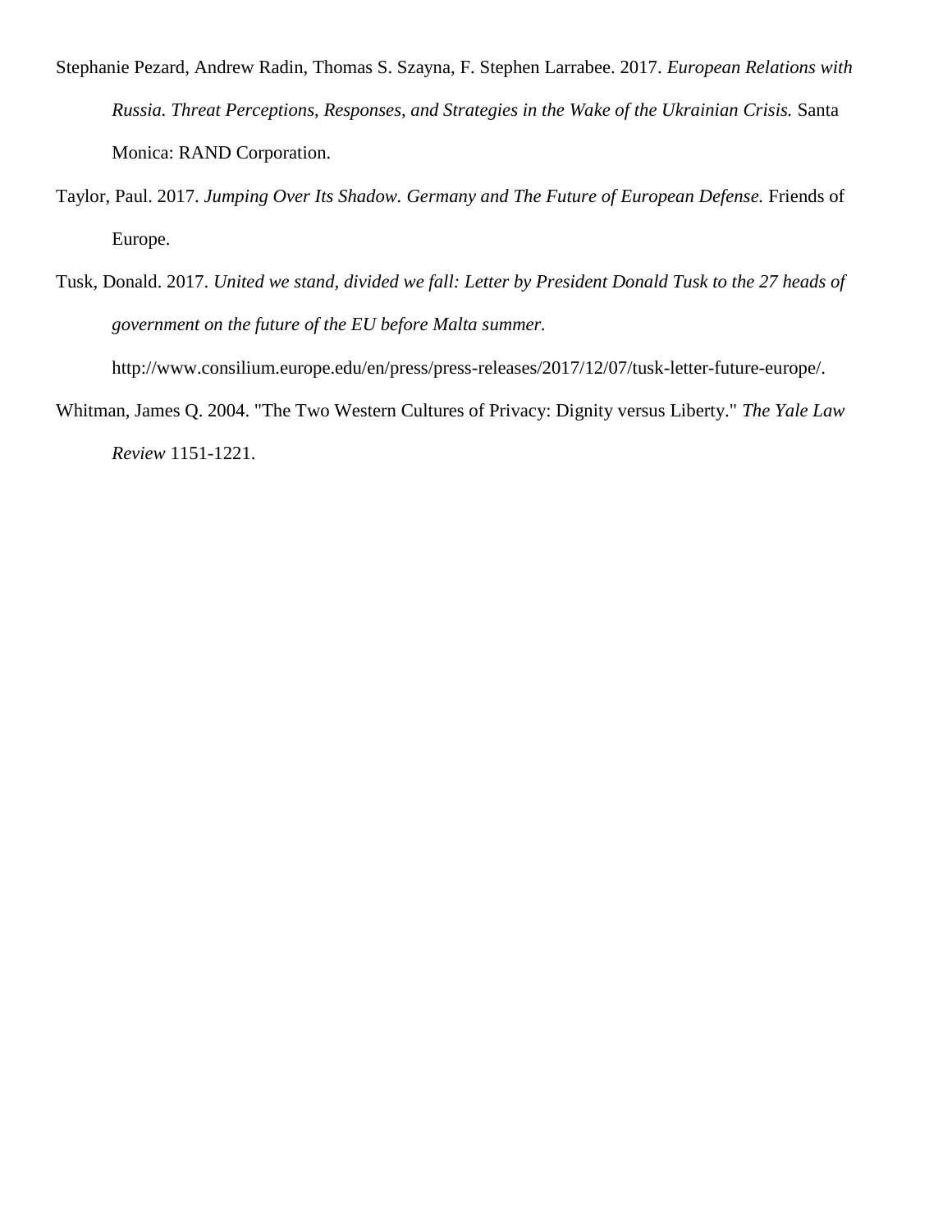Stephanie Pezard, Andrew Radin, Thomas S. Szayna, F. Stephen Larrabee. 2017. *European Relations with Russia. Threat Perceptions, Responses, and Strategies in the Wake of the Ukrainian Crisis.* Santa Monica: RAND Corporation.

Taylor, Paul. 2017. *Jumping Over Its Shadow. Germany and The Future of European Defense.* Friends of Europe.

Tusk, Donald. 2017. *United we stand, divided we fall: Letter by President Donald Tusk to the 27 heads of government on the future of the EU before Malta summer.* http://www.consilium.europe.edu/en/press/press-releases/2017/12/07/tusk-letter-future-europe/.

Whitman, James Q. 2004. "The Two Western Cultures of Privacy: Dignity versus Liberty." *The Yale Law Review* 1151-1221.